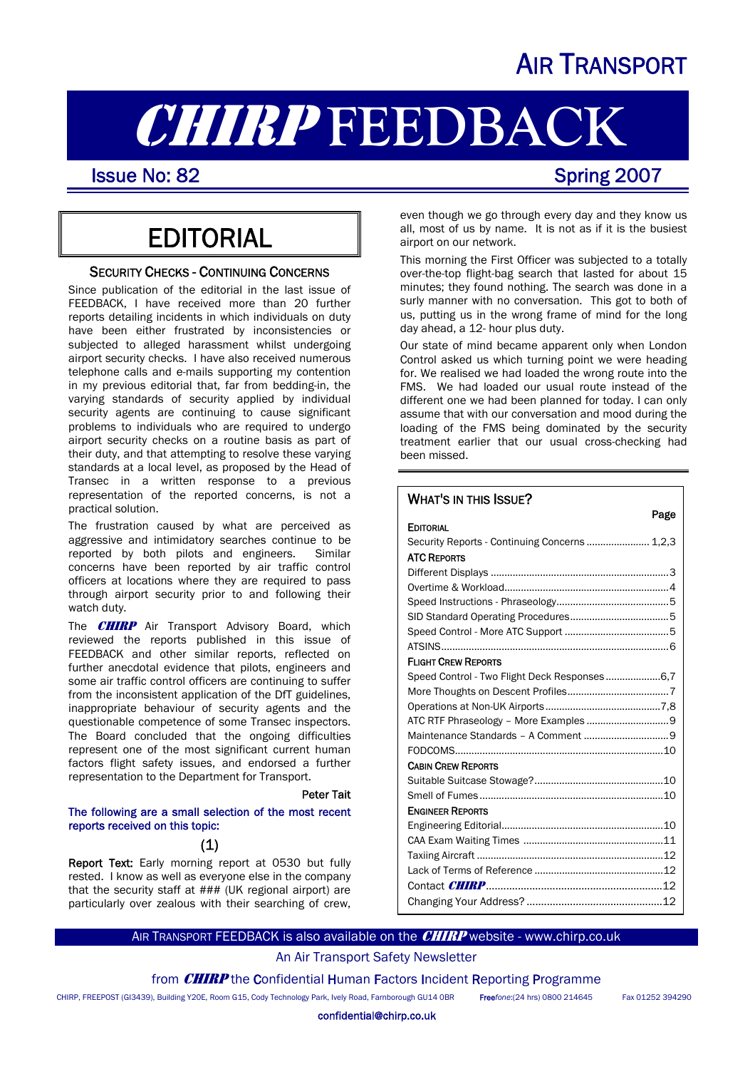# AIR TRANSPORT

# *CHIRP* FEEDBACK

**Issue No: 82** **Spring 2007**

## EDITORIAL

### SECURITY CHECKS - CONTINUING CONCERNS

Since publication of the editorial in the last issue of FEEDBACK, I have received more than 20 further reports detailing incidents in which individuals on duty have been either frustrated by inconsistencies or subjected to alleged harassment whilst undergoing airport security checks. I have also received numerous telephone calls and e-mails supporting my contention in my previous editorial that, far from bedding-in, the varying standards of security applied by individual security agents are continuing to cause significant problems to individuals who are required to undergo airport security checks on a routine basis as part of their duty, and that attempting to resolve these varying standards at a local level, as proposed by the Head of Transec in a written response to a previous representation of the reported concerns, is not a practical solution.

The frustration caused by what are perceived as aggressive and intimidatory searches continue to be reported by both pilots and engineers. Similar concerns have been reported by air traffic control officers at locations where they are required to pass through airport security prior to and following their watch duty.

The *CHIRP* Air Transport Advisory Board, which reviewed the reports published in this issue of FEEDBACK and other similar reports, reflected on further anecdotal evidence that pilots, engineers and some air traffic control officers are continuing to suffer from the inconsistent application of the DfT guidelines, inappropriate behaviour of security agents and the questionable competence of some Transec inspectors. The Board concluded that the ongoing difficulties represent one of the most significant current human factors flight safety issues, and endorsed a further representation to the Department for Transport.

Peter Tait

**The following are a small selection of the most recent reports received on this topic:**

(1)

**Report Text:** Early morning report at 0530 but fully rested. I know as well as everyone else in the company that the security staff at ### (UK regional airport) are particularly over zealous with their searching of crew, even though we go through every day and they know us all, most of us by name. It is not as if it is the busiest airport on our network.

This morning the First Officer was subjected to a totally over-the-top flight-bag search that lasted for about 15 minutes; they found nothing. The search was done in a surly manner with no conversation. This got to both of us, putting us in the wrong frame of mind for the long day ahead, a 12- hour plus duty.

Our state of mind became apparent only when London Control asked us which turning point we were heading for. We realised we had loaded the wrong route into the FMS. We had loaded our usual route instead of the different one we had been planned for today. I can only assume that with our conversation and mood during the loading of the FMS being dominated by the security treatment earlier that our usual cross-checking had been missed.

### WHAT'S IN THIS ISSUE?

| | Page |
|---|---|
| **EDITORIAL** | |
| Security Reports - Continuing Concerns | 1,2,3 |
| **ATC REPORTS** | |
| Different Displays | 3 |
| Overtime & Workload | 4 |
| Speed Instructions - Phraseology | 5 |
| SID Standard Operating Procedures | 5 |
| Speed Control - More ATC Support | 5 |
| ATSINS | 6 |
| **FLIGHT CREW REPORTS** | |
| Speed Control - Two Flight Deck Responses | 6,7 |
| More Thoughts on Descent Profiles | 7 |
| Operations at Non-UK Airports | 7,8 |
| ATC RTF Phraseology – More Examples | 9 |
| Maintenance Standards – A Comment | 9 |
| FODCOMS | 10 |
| **CABIN CREW REPORTS** | |
| Suitable Suitcase Stowage? | 10 |
| Smell of Fumes | 10 |
| **ENGINEER REPORTS** | |
| Engineering Editorial | 10 |
| CAA Exam Waiting Times | 11 |
| Taxiing Aircraft | 12 |
| Lack of Terms of Reference | 12 |
| Contact *CHIRP* | 12 |
| Changing Your Address? | 12 |

AIR TRANSPORT FEEDBACK is also available on the *CHIRP* website - www.chirp.co.uk

An Air Transport Safety Newsletter

from *CHIRP* the Confidential Human Factors Incident Reporting Programme

CHIRP, FREEPOST (GI3439), Building Y20E, Room G15, Cody Technology Park, Ively Road, Farnborough GU14 0BR Free*fone*:(24 hrs) 0800 214645 Fax 01252 394290

confidential@chirp.co.uk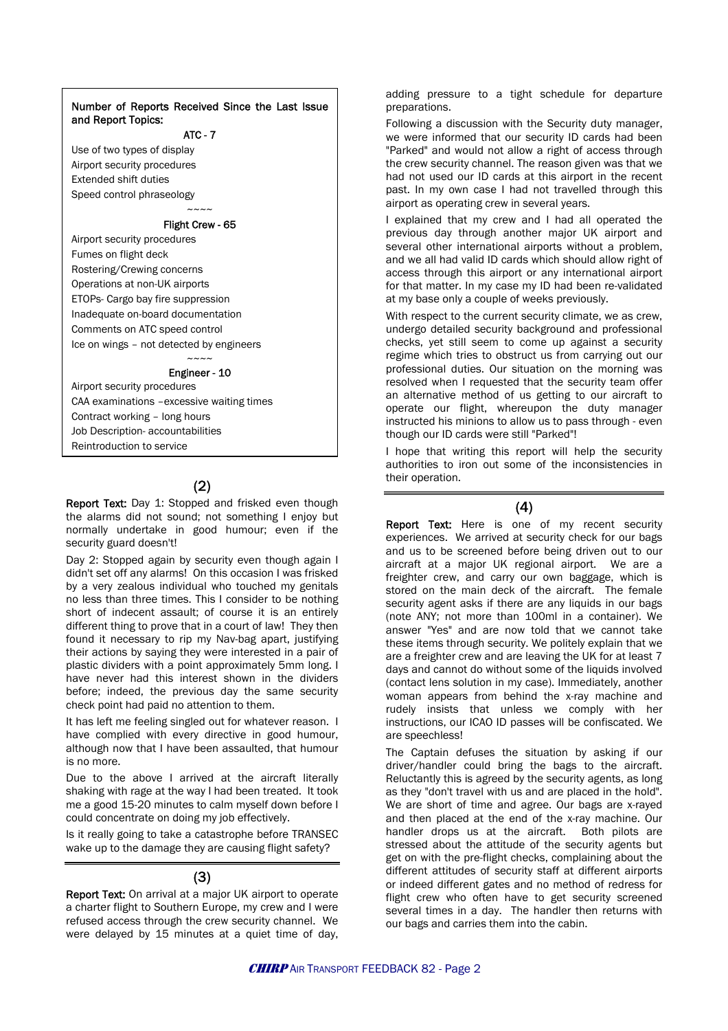**Number of Reports Received Since the Last Issue and Report Topics:**

**ATC - 7**

Use of two types of display
Airport security procedures
Extended shift duties
Speed control phraseology

~~~~

**Flight Crew - 65**

Airport security procedures
Fumes on flight deck
Rostering/Crewing concerns
Operations at non-UK airports
ETOPs- Cargo bay fire suppression
Inadequate on-board documentation
Comments on ATC speed control
Ice on wings – not detected by engineers

~~~~

**Engineer - 10**

Airport security procedures
CAA examinations –excessive waiting times
Contract working – long hours
Job Description- accountabilities
Reintroduction to service

## (2)

**Report Text:** Day 1: Stopped and frisked even though the alarms did not sound; not something I enjoy but normally undertake in good humour; even if the security guard doesn't!

Day 2: Stopped again by security even though again I didn't set off any alarms! On this occasion I was frisked by a very zealous individual who touched my genitals no less than three times. This I consider to be nothing short of indecent assault; of course it is an entirely different thing to prove that in a court of law! They then found it necessary to rip my Nav-bag apart, justifying their actions by saying they were interested in a pair of plastic dividers with a point approximately 5mm long. I have never had this interest shown in the dividers before; indeed, the previous day the same security check point had paid no attention to them.

It has left me feeling singled out for whatever reason. I have complied with every directive in good humour, although now that I have been assaulted, that humour is no more.

Due to the above I arrived at the aircraft literally shaking with rage at the way I had been treated. It took me a good 15-20 minutes to calm myself down before I could concentrate on doing my job effectively.

Is it really going to take a catastrophe before TRANSEC wake up to the damage they are causing flight safety?

## (3)

**Report Text:** On arrival at a major UK airport to operate a charter flight to Southern Europe, my crew and I were refused access through the crew security channel. We were delayed by 15 minutes at a quiet time of day, adding pressure to a tight schedule for departure preparations.

Following a discussion with the Security duty manager, we were informed that our security ID cards had been "Parked" and would not allow a right of access through the crew security channel. The reason given was that we had not used our ID cards at this airport in the recent past. In my own case I had not travelled through this airport as operating crew in several years.

I explained that my crew and I had all operated the previous day through another major UK airport and several other international airports without a problem, and we all had valid ID cards which should allow right of access through this airport or any international airport for that matter. In my case my ID had been re-validated at my base only a couple of weeks previously.

With respect to the current security climate, we as crew, undergo detailed security background and professional checks, yet still seem to come up against a security regime which tries to obstruct us from carrying out our professional duties. Our situation on the morning was resolved when I requested that the security team offer an alternative method of us getting to our aircraft to operate our flight, whereupon the duty manager instructed his minions to allow us to pass through - even though our ID cards were still "Parked"!

I hope that writing this report will help the security authorities to iron out some of the inconsistencies in their operation.

## (4)

**Report Text:** Here is one of my recent security experiences. We arrived at security check for our bags and us to be screened before being driven out to our aircraft at a major UK regional airport. We are a freighter crew, and carry our own baggage, which is stored on the main deck of the aircraft. The female security agent asks if there are any liquids in our bags (note ANY; not more than 100ml in a container). We answer "Yes" and are now told that we cannot take these items through security. We politely explain that we are a freighter crew and are leaving the UK for at least 7 days and cannot do without some of the liquids involved (contact lens solution in my case). Immediately, another woman appears from behind the x-ray machine and rudely insists that unless we comply with her instructions, our ICAO ID passes will be confiscated. We are speechless!

The Captain defuses the situation by asking if our driver/handler could bring the bags to the aircraft. Reluctantly this is agreed by the security agents, as long as they "don't travel with us and are placed in the hold". We are short of time and agree. Our bags are x-rayed and then placed at the end of the x-ray machine. Our handler drops us at the aircraft. Both pilots are stressed about the attitude of the security agents but get on with the pre-flight checks, complaining about the different attitudes of security staff at different airports or indeed different gates and no method of redress for flight crew who often have to get security screened several times in a day. The handler then returns with our bags and carries them into the cabin.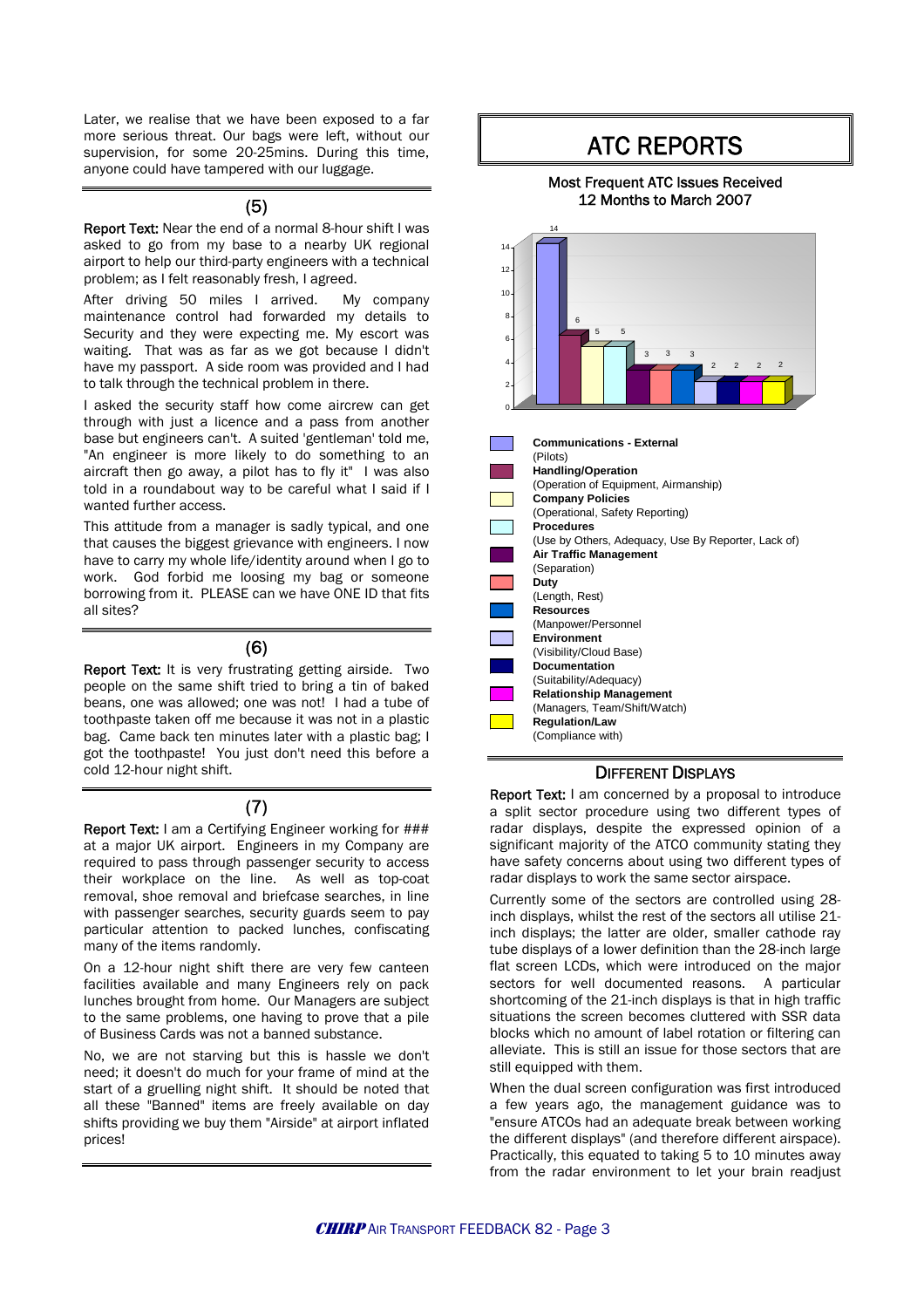Later, we realise that we have been exposed to a far more serious threat. Our bags were left, without our supervision, for some 20-25mins. During this time, anyone could have tampered with our luggage.

## (5)

**Report Text:** Near the end of a normal 8-hour shift I was asked to go from my base to a nearby UK regional airport to help our third-party engineers with a technical problem; as I felt reasonably fresh, I agreed.

After driving 50 miles I arrived. My company maintenance control had forwarded my details to Security and they were expecting me. My escort was waiting. That was as far as we got because I didn't have my passport. A side room was provided and I had to talk through the technical problem in there.

I asked the security staff how come aircrew can get through with just a licence and a pass from another base but engineers can't. A suited 'gentleman' told me, "An engineer is more likely to do something to an aircraft then go away, a pilot has to fly it" I was also told in a roundabout way to be careful what I said if I wanted further access.

This attitude from a manager is sadly typical, and one that causes the biggest grievance with engineers. I now have to carry my whole life/identity around when I go to work. God forbid me loosing my bag or someone borrowing from it. PLEASE can we have ONE ID that fits all sites?

## (6)

**Report Text:** It is very frustrating getting airside. Two people on the same shift tried to bring a tin of baked beans, one was allowed; one was not! I had a tube of toothpaste taken off me because it was not in a plastic bag. Came back ten minutes later with a plastic bag; I got the toothpaste! You just don't need this before a cold 12-hour night shift.

## (7)

**Report Text:** I am a Certifying Engineer working for ### at a major UK airport. Engineers in my Company are required to pass through passenger security to access their workplace on the line. As well as top-coat removal, shoe removal and briefcase searches, in line with passenger searches, security guards seem to pay particular attention to packed lunches, confiscating many of the items randomly.

On a 12-hour night shift there are very few canteen facilities available and many Engineers rely on pack lunches brought from home. Our Managers are subject to the same problems, one having to prove that a pile of Business Cards was not a banned substance.

No, we are not starving but this is hassle we don't need; it doesn't do much for your frame of mind at the start of a gruelling night shift. It should be noted that all these "Banned" items are freely available on day shifts providing we buy them "Airside" at airport inflated prices!

# ATC REPORTS

### Most Frequent ATC Issues Received 12 Months to March 2007

| Issue | Number |
|---|---|
| **Communications - External** (Pilots) | 14 |
| **Handling/Operation** (Operation of Equipment, Airmanship) | 6 |
| **Company Policies** (Operational, Safety Reporting) | 5 |
| **Procedures** (Use by Others, Adequacy, Use By Reporter, Lack of) | 5 |
| **Air Traffic Management** (Separation) | 3 |
| **Duty** (Length, Rest) | 3 |
| **Resources** (Manpower/Personnel) | 3 |
| **Environment** (Visibility/Cloud Base) | 2 |
| **Documentation** (Suitability/Adequacy) | 2 |
| **Relationship Management** (Managers, Team/Shift/Watch) | 2 |
| **Regulation/Law** (Compliance with) | 2 |

## DIFFERENT DISPLAYS

**Report Text:** I am concerned by a proposal to introduce a split sector procedure using two different types of radar displays, despite the expressed opinion of a significant majority of the ATCO community stating they have safety concerns about using two different types of radar displays to work the same sector airspace.

Currently some of the sectors are controlled using 28-inch displays, whilst the rest of the sectors all utilise 21-inch displays; the latter are older, smaller cathode ray tube displays of a lower definition than the 28-inch large flat screen LCDs, which were introduced on the major sectors for well documented reasons. A particular shortcoming of the 21-inch displays is that in high traffic situations the screen becomes cluttered with SSR data blocks which no amount of label rotation or filtering can alleviate. This is still an issue for those sectors that are still equipped with them.

When the dual screen configuration was first introduced a few years ago, the management guidance was to "ensure ATCOs had an adequate break between working the different displays" (and therefore different airspace). Practically, this equated to taking 5 to 10 minutes away from the radar environment to let your brain readjust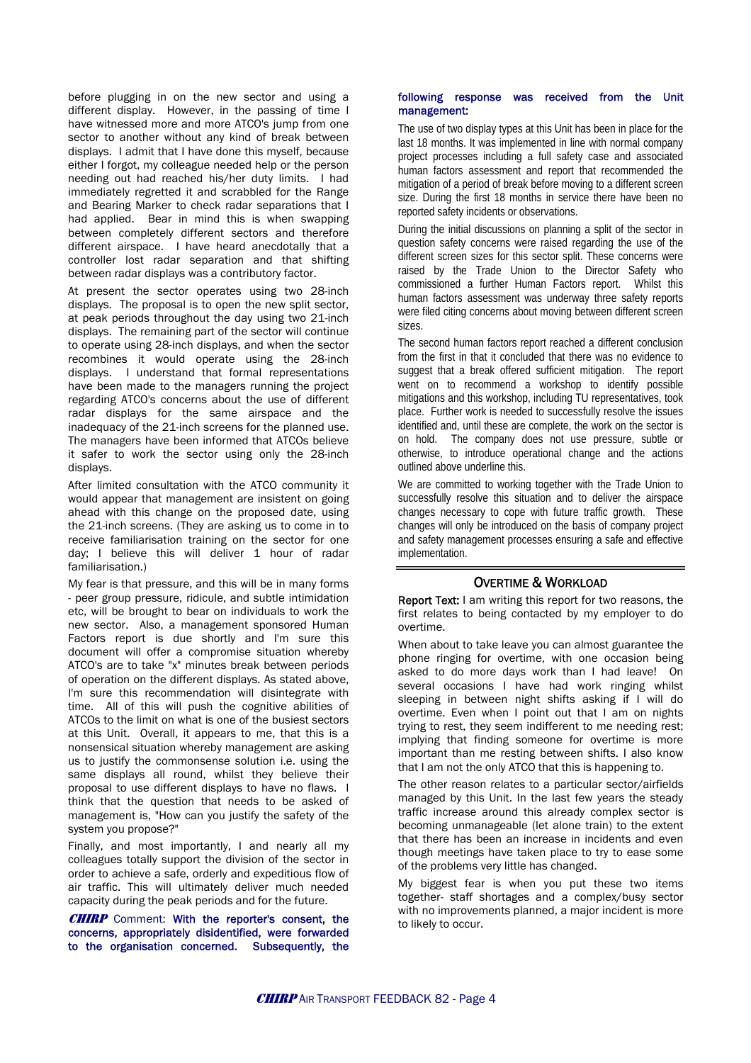before plugging in on the new sector and using a different display. However, in the passing of time I have witnessed more and more ATCO's jump from one sector to another without any kind of break between displays. I admit that I have done this myself, because either I forgot, my colleague needed help or the person needing out had reached his/her duty limits. I had immediately regretted it and scrabbled for the Range and Bearing Marker to check radar separations that I had applied. Bear in mind this is when swapping between completely different sectors and therefore different airspace. I have heard anecdotally that a controller lost radar separation and that shifting between radar displays was a contributory factor.

At present the sector operates using two 28-inch displays. The proposal is to open the new split sector, at peak periods throughout the day using two 21-inch displays. The remaining part of the sector will continue to operate using 28-inch displays, and when the sector recombines it would operate using the 28-inch displays. I understand that formal representations have been made to the managers running the project regarding ATCO's concerns about the use of different radar displays for the same airspace and the inadequacy of the 21-inch screens for the planned use. The managers have been informed that ATCOs believe it safer to work the sector using only the 28-inch displays.

After limited consultation with the ATCO community it would appear that management are insistent on going ahead with this change on the proposed date, using the 21-inch screens. (They are asking us to come in to receive familiarisation training on the sector for one day; I believe this will deliver 1 hour of radar familiarisation.)

My fear is that pressure, and this will be in many forms - peer group pressure, ridicule, and subtle intimidation etc, will be brought to bear on individuals to work the new sector. Also, a management sponsored Human Factors report is due shortly and I'm sure this document will offer a compromise situation whereby ATCO's are to take "x" minutes break between periods of operation on the different displays. As stated above, I'm sure this recommendation will disintegrate with time. All of this will push the cognitive abilities of ATCOs to the limit on what is one of the busiest sectors at this Unit. Overall, it appears to me, that this is a nonsensical situation whereby management are asking us to justify the commonsense solution i.e. using the same displays all round, whilst they believe their proposal to use different displays to have no flaws. I think that the question that needs to be asked of management is, "How can you justify the safety of the system you propose?"

Finally, and most importantly, I and nearly all my colleagues totally support the division of the sector in order to achieve a safe, orderly and expeditious flow of air traffic. This will ultimately deliver much needed capacity during the peak periods and for the future.

***CHIRP*** Comment: **With the reporter's consent, the concerns, appropriately disidentified, were forwarded to the organisation concerned. Subsequently, the following response was received from the Unit management:**

The use of two display types at this Unit has been in place for the last 18 months. It was implemented in line with normal company project processes including a full safety case and associated human factors assessment and report that recommended the mitigation of a period of break before moving to a different screen size. During the first 18 months in service there have been no reported safety incidents or observations.

During the initial discussions on planning a split of the sector in question safety concerns were raised regarding the use of the different screen sizes for this sector split. These concerns were raised by the Trade Union to the Director Safety who commissioned a further Human Factors report. Whilst this human factors assessment was underway three safety reports were filed citing concerns about moving between different screen sizes.

The second human factors report reached a different conclusion from the first in that it concluded that there was no evidence to suggest that a break offered sufficient mitigation. The report went on to recommend a workshop to identify possible mitigations and this workshop, including TU representatives, took place. Further work is needed to successfully resolve the issues identified and, until these are complete, the work on the sector is on hold. The company does not use pressure, subtle or otherwise, to introduce operational change and the actions outlined above underline this.

We are committed to working together with the Trade Union to successfully resolve this situation and to deliver the airspace changes necessary to cope with future traffic growth. These changes will only be introduced on the basis of company project and safety management processes ensuring a safe and effective implementation.

## OVERTIME & WORKLOAD

**Report Text:** I am writing this report for two reasons, the first relates to being contacted by my employer to do overtime.

When about to take leave you can almost guarantee the phone ringing for overtime, with one occasion being asked to do more days work than I had leave! On several occasions I have had work ringing whilst sleeping in between night shifts asking if I will do overtime. Even when I point out that I am on nights trying to rest, they seem indifferent to me needing rest; implying that finding someone for overtime is more important than me resting between shifts. I also know that I am not the only ATCO that this is happening to.

The other reason relates to a particular sector/airfields managed by this Unit. In the last few years the steady traffic increase around this already complex sector is becoming unmanageable (let alone train) to the extent that there has been an increase in incidents and even though meetings have taken place to try to ease some of the problems very little has changed.

My biggest fear is when you put these two items together- staff shortages and a complex/busy sector with no improvements planned, a major incident is more to likely to occur.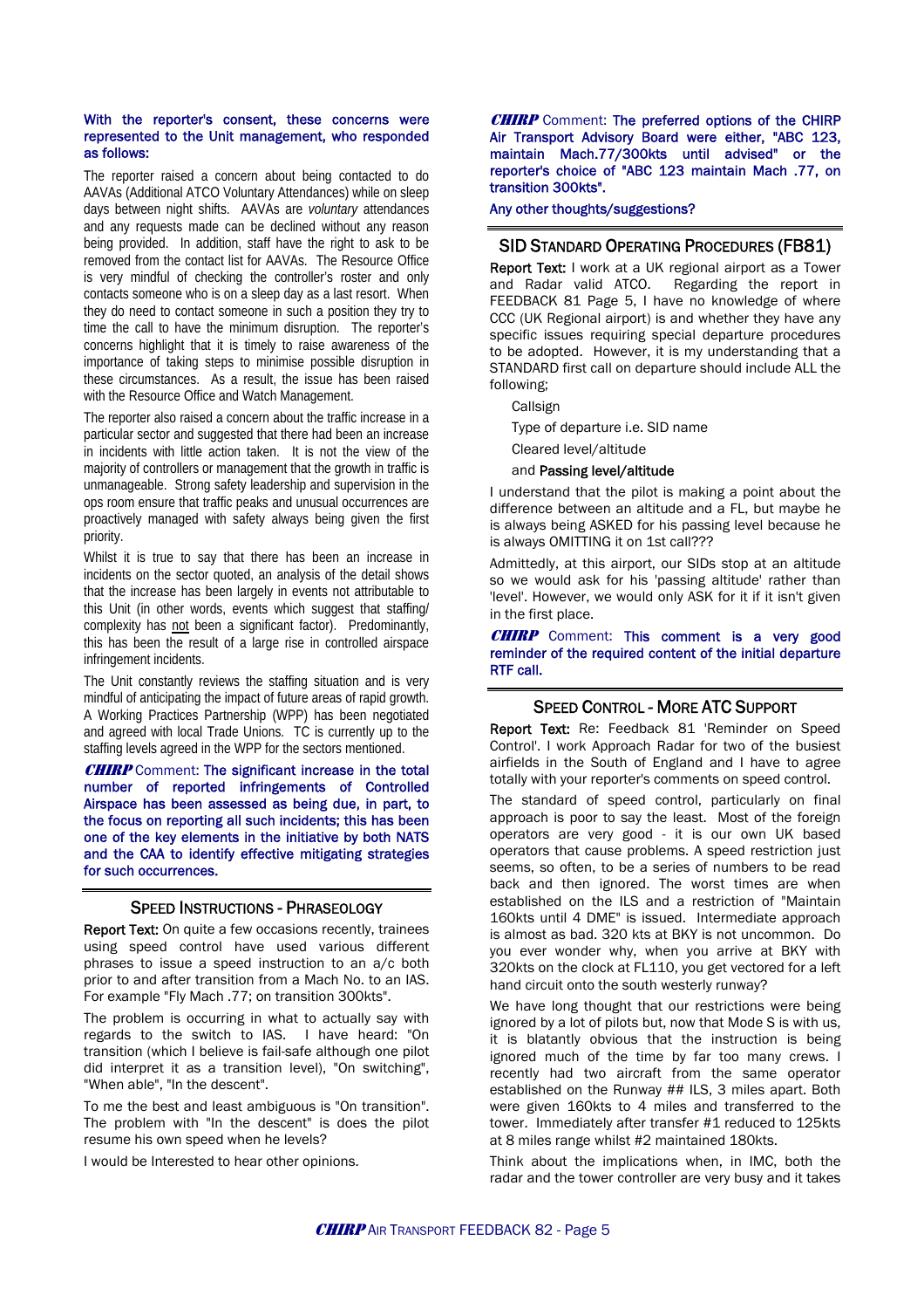**With the reporter's consent, these concerns were represented to the Unit management, who responded as follows:**

The reporter raised a concern about being contacted to do AAVAs (Additional ATCO Voluntary Attendances) while on sleep days between night shifts. AAVAs are *voluntary* attendances and any requests made can be declined without any reason being provided. In addition, staff have the right to ask to be removed from the contact list for AAVAs. The Resource Office is very mindful of checking the controller's roster and only contacts someone who is on a sleep day as a last resort. When they do need to contact someone in such a position they try to time the call to have the minimum disruption. The reporter's concerns highlight that it is timely to raise awareness of the importance of taking steps to minimise possible disruption in these circumstances. As a result, the issue has been raised with the Resource Office and Watch Management.

The reporter also raised a concern about the traffic increase in a particular sector and suggested that there had been an increase in incidents with little action taken. It is not the view of the majority of controllers or management that the growth in traffic is unmanageable. Strong safety leadership and supervision in the ops room ensure that traffic peaks and unusual occurrences are proactively managed with safety always being given the first priority.

Whilst it is true to say that there has been an increase in incidents on the sector quoted, an analysis of the detail shows that the increase has been largely in events not attributable to this Unit (in other words, events which suggest that staffing/ complexity has not been a significant factor). Predominantly, this has been the result of a large rise in controlled airspace infringement incidents.

The Unit constantly reviews the staffing situation and is very mindful of anticipating the impact of future areas of rapid growth. A Working Practices Partnership (WPP) has been negotiated and agreed with local Trade Unions. TC is currently up to the staffing levels agreed in the WPP for the sectors mentioned.

***CHIRP*** Comment: **The significant increase in the total number of reported infringements of Controlled Airspace has been assessed as being due, in part, to the focus on reporting all such incidents; this has been one of the key elements in the initiative by both NATS and the CAA to identify effective mitigating strategies for such occurrences.**

## SPEED INSTRUCTIONS - PHRASEOLOGY

**Report Text:** On quite a few occasions recently, trainees using speed control have used various different phrases to issue a speed instruction to an a/c both prior to and after transition from a Mach No. to an IAS. For example "Fly Mach .77; on transition 300kts".

The problem is occurring in what to actually say with regards to the switch to IAS. I have heard: "On transition (which I believe is fail-safe although one pilot did interpret it as a transition level), "On switching", "When able", "In the descent".

To me the best and least ambiguous is "On transition". The problem with "In the descent" is does the pilot resume his own speed when he levels?

I would be Interested to hear other opinions.

***CHIRP*** Comment: **The preferred options of the CHIRP Air Transport Advisory Board were either, "ABC 123, maintain Mach.77/300kts until advised" or the reporter's choice of "ABC 123 maintain Mach .77, on transition 300kts".**

**Any other thoughts/suggestions?**

## SID STANDARD OPERATING PROCEDURES (FB81)

**Report Text:** I work at a UK regional airport as a Tower and Radar valid ATCO. Regarding the report in FEEDBACK 81 Page 5, I have no knowledge of where CCC (UK Regional airport) is and whether they have any specific issues requiring special departure procedures to be adopted. However, it is my understanding that a STANDARD first call on departure should include ALL the following;

Callsign

Type of departure i.e. SID name

Cleared level/altitude

and **Passing level/altitude**

I understand that the pilot is making a point about the difference between an altitude and a FL, but maybe he is always being ASKED for his passing level because he is always OMITTING it on 1st call???

Admittedly, at this airport, our SIDs stop at an altitude so we would ask for his 'passing altitude' rather than 'level'. However, we would only ASK for it if it isn't given in the first place.

***CHIRP*** Comment: **This comment is a very good reminder of the required content of the initial departure RTF call.**

## SPEED CONTROL - MORE ATC SUPPORT

**Report Text:** Re: Feedback 81 'Reminder on Speed Control'. I work Approach Radar for two of the busiest airfields in the South of England and I have to agree totally with your reporter's comments on speed control.

The standard of speed control, particularly on final approach is poor to say the least. Most of the foreign operators are very good - it is our own UK based operators that cause problems. A speed restriction just seems, so often, to be a series of numbers to be read back and then ignored. The worst times are when established on the ILS and a restriction of "Maintain 160kts until 4 DME" is issued. Intermediate approach is almost as bad. 320 kts at BKY is not uncommon. Do you ever wonder why, when you arrive at BKY with 320kts on the clock at FL110, you get vectored for a left hand circuit onto the south westerly runway?

We have long thought that our restrictions were being ignored by a lot of pilots but, now that Mode S is with us, it is blatantly obvious that the instruction is being ignored much of the time by far too many crews. I recently had two aircraft from the same operator established on the Runway ## ILS, 3 miles apart. Both were given 160kts to 4 miles and transferred to the tower. Immediately after transfer #1 reduced to 125kts at 8 miles range whilst #2 maintained 180kts.

Think about the implications when, in IMC, both the radar and the tower controller are very busy and it takes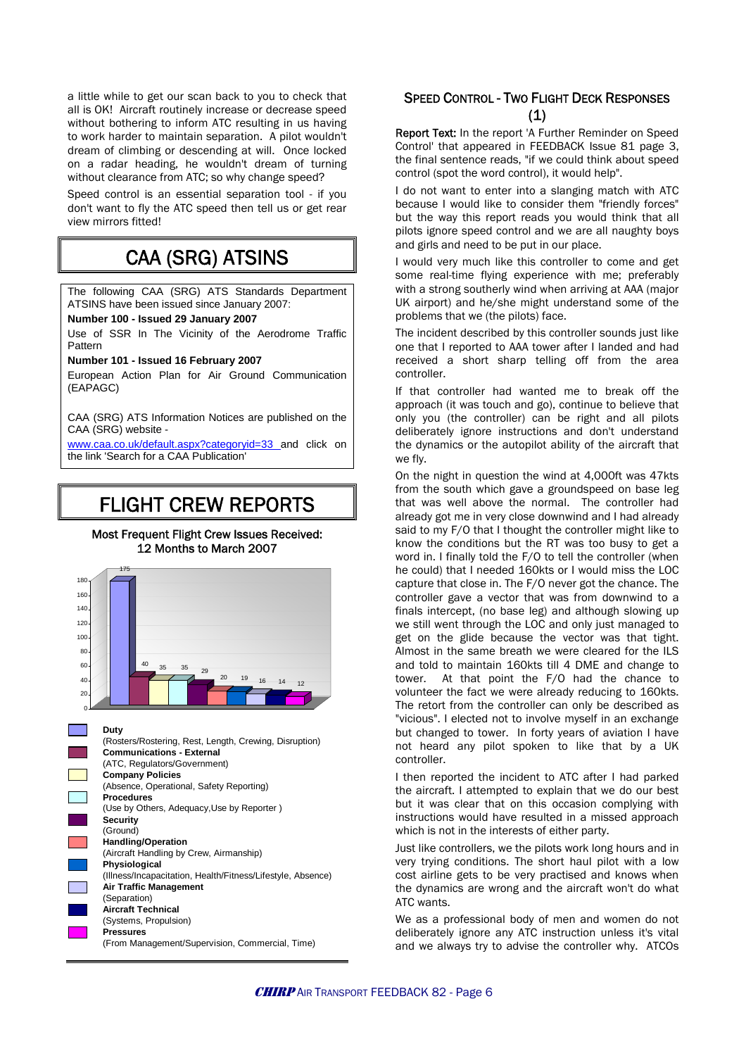a little while to get our scan back to you to check that all is OK! Aircraft routinely increase or decrease speed without bothering to inform ATC resulting in us having to work harder to maintain separation. A pilot wouldn't dream of climbing or descending at will. Once locked on a radar heading, he wouldn't dream of turning without clearance from ATC; so why change speed?

Speed control is an essential separation tool - if you don't want to fly the ATC speed then tell us or get rear view mirrors fitted!

# CAA (SRG) ATSINS

The following CAA (SRG) ATS Standards Department ATSINS have been issued since January 2007:

**Number 100 - Issued 29 January 2007**

Use of SSR In The Vicinity of the Aerodrome Traffic Pattern

**Number 101 - Issued 16 February 2007**

European Action Plan for Air Ground Communication (EAPAGC)

CAA (SRG) ATS Information Notices are published on the CAA (SRG) website - www.caa.co.uk/default.aspx?categoryid=33 and click on the link 'Search for a CAA Publication'

# FLIGHT CREW REPORTS

**Most Frequent Flight Crew Issues Received: 12 Months to March 2007**

| Issue | Number |
|---|---|
| **Duty** (Rosters/Rostering, Rest, Length, Crewing, Disruption) | 175 |
| **Communications - External** (ATC, Regulators/Government) | 40 |
| **Company Policies** (Absence, Operational, Safety Reporting) | 35 |
| **Procedures** (Use by Others, Adequacy, Use by Reporter) | 35 |
| **Security** (Ground) | 29 |
| **Handling/Operation** (Aircraft Handling by Crew, Airmanship) | 20 |
| **Physiological** (Illness/Incapacitation, Health/Fitness/Lifestyle, Absence) | 19 |
| **Air Traffic Management** (Separation) | 16 |
| **Aircraft Technical** (Systems, Propulsion) | 14 |
| **Pressures** (From Management/Supervision, Commercial, Time) | 12 |

## SPEED CONTROL - TWO FLIGHT DECK RESPONSES (1)

**Report Text:** In the report 'A Further Reminder on Speed Control' that appeared in FEEDBACK Issue 81 page 3, the final sentence reads, "if we could think about speed control (spot the word control), it would help".

I do not want to enter into a slanging match with ATC because I would like to consider them "friendly forces" but the way this report reads you would think that all pilots ignore speed control and we are all naughty boys and girls and need to be put in our place.

I would very much like this controller to come and get some real-time flying experience with me; preferably with a strong southerly wind when arriving at AAA (major UK airport) and he/she might understand some of the problems that we (the pilots) face.

The incident described by this controller sounds just like one that I reported to AAA tower after I landed and had received a short sharp telling off from the area controller.

If that controller had wanted me to break off the approach (it was touch and go), continue to believe that only you (the controller) can be right and all pilots deliberately ignore instructions and don't understand the dynamics or the autopilot ability of the aircraft that we fly.

On the night in question the wind at 4,000ft was 47kts from the south which gave a groundspeed on base leg that was well above the normal. The controller had already got me in very close downwind and I had already said to my F/O that I thought the controller might like to know the conditions but the RT was too busy to get a word in. I finally told the F/O to tell the controller (when he could) that I needed 160kts or I would miss the LOC capture that close in. The F/O never got the chance. The controller gave a vector that was from downwind to a finals intercept, (no base leg) and although slowing up we still went through the LOC and only just managed to get on the glide because the vector was that tight. Almost in the same breath we were cleared for the ILS and told to maintain 160kts till 4 DME and change to tower. At that point the F/O had the chance to volunteer the fact we were already reducing to 160kts. The retort from the controller can only be described as "vicious". I elected not to involve myself in an exchange but changed to tower. In forty years of aviation I have not heard any pilot spoken to like that by a UK controller.

I then reported the incident to ATC after I had parked the aircraft. I attempted to explain that we do our best but it was clear that on this occasion complying with instructions would have resulted in a missed approach which is not in the interests of either party.

Just like controllers, we the pilots work long hours and in very trying conditions. The short haul pilot with a low cost airline gets to be very practised and knows when the dynamics are wrong and the aircraft won't do what ATC wants.

We as a professional body of men and women do not deliberately ignore any ATC instruction unless it's vital and we always try to advise the controller why. ATCOs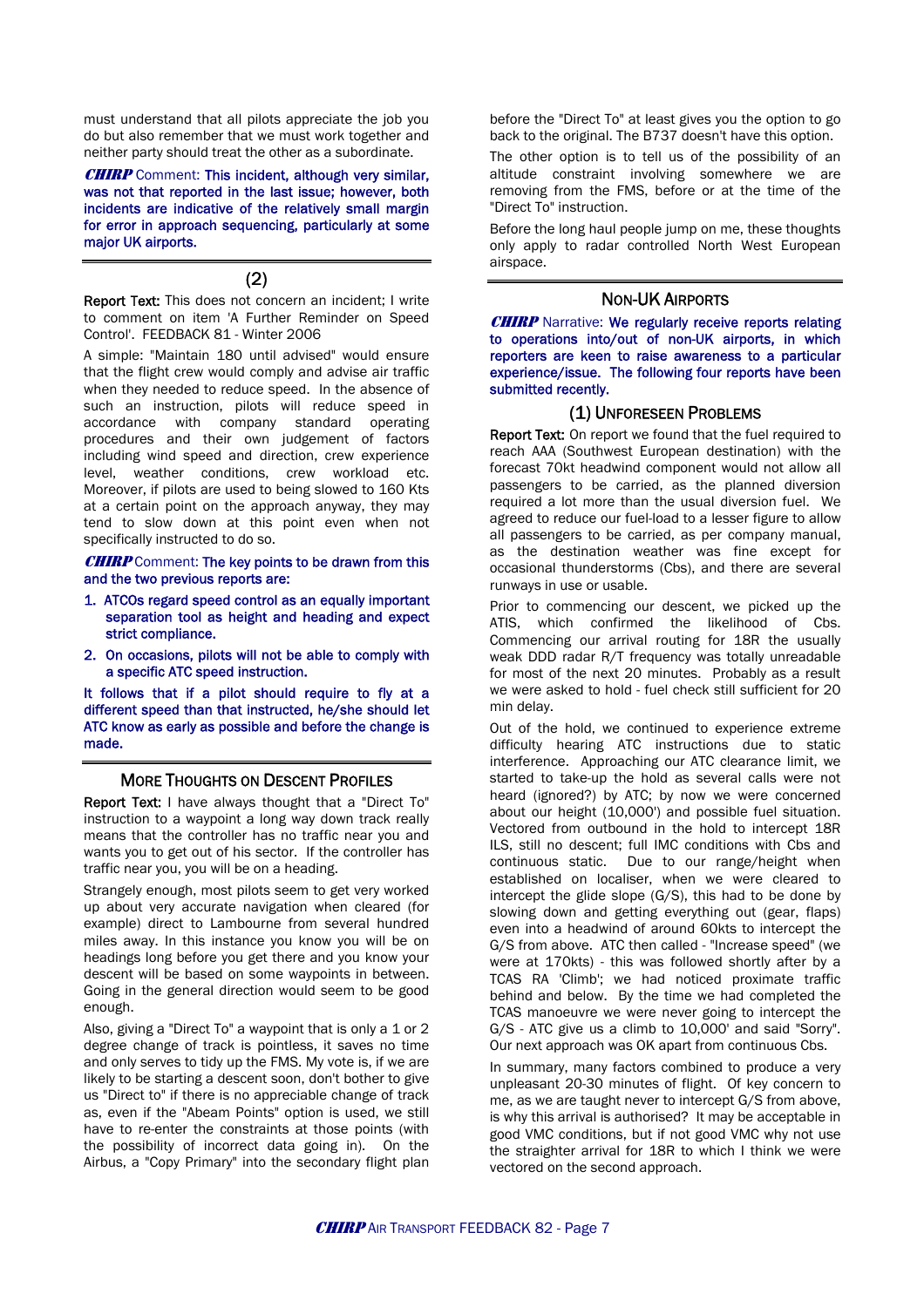must understand that all pilots appreciate the job you do but also remember that we must work together and neither party should treat the other as a subordinate.

***CHIRP* Comment: This incident, although very similar, was not that reported in the last issue; however, both incidents are indicative of the relatively small margin for error in approach sequencing, particularly at some major UK airports.**

### (2)

**Report Text:** This does not concern an incident; I write to comment on item 'A Further Reminder on Speed Control'. FEEDBACK 81 - Winter 2006

A simple: "Maintain 180 until advised" would ensure that the flight crew would comply and advise air traffic when they needed to reduce speed. In the absence of such an instruction, pilots will reduce speed in accordance with company standard operating procedures and their own judgement of factors including wind speed and direction, crew experience level, weather conditions, crew workload etc. Moreover, if pilots are used to being slowed to 160 Kts at a certain point on the approach anyway, they may tend to slow down at this point even when not specifically instructed to do so.

***CHIRP* Comment: The key points to be drawn from this and the two previous reports are:**

1. **ATCOs regard speed control as an equally important separation tool as height and heading and expect strict compliance.**
2. **On occasions, pilots will not be able to comply with a specific ATC speed instruction.**

**It follows that if a pilot should require to fly at a different speed than that instructed, he/she should let ATC know as early as possible and before the change is made.**

## MORE THOUGHTS ON DESCENT PROFILES

**Report Text:** I have always thought that a "Direct To" instruction to a waypoint a long way down track really means that the controller has no traffic near you and wants you to get out of his sector. If the controller has traffic near you, you will be on a heading.

Strangely enough, most pilots seem to get very worked up about very accurate navigation when cleared (for example) direct to Lambourne from several hundred miles away. In this instance you know you will be on headings long before you get there and you know your descent will be based on some waypoints in between. Going in the general direction would seem to be good enough.

Also, giving a "Direct To" a waypoint that is only a 1 or 2 degree change of track is pointless, it saves no time and only serves to tidy up the FMS. My vote is, if we are likely to be starting a descent soon, don't bother to give us "Direct to" if there is no appreciable change of track as, even if the "Abeam Points" option is used, we still have to re-enter the constraints at those points (with the possibility of incorrect data going in). On the Airbus, a "Copy Primary" into the secondary flight plan before the "Direct To" at least gives you the option to go back to the original. The B737 doesn't have this option.

The other option is to tell us of the possibility of an altitude constraint involving somewhere we are removing from the FMS, before or at the time of the "Direct To" instruction.

Before the long haul people jump on me, these thoughts only apply to radar controlled North West European airspace.

## NON-UK AIRPORTS

***CHIRP* Narrative: We regularly receive reports relating to operations into/out of non-UK airports, in which reporters are keen to raise awareness to a particular experience/issue. The following four reports have been submitted recently.**

### (1) UNFORESEEN PROBLEMS

**Report Text:** On report we found that the fuel required to reach AAA (Southwest European destination) with the forecast 70kt headwind component would not allow all passengers to be carried, as the planned diversion required a lot more than the usual diversion fuel. We agreed to reduce our fuel-load to a lesser figure to allow all passengers to be carried, as per company manual, as the destination weather was fine except for occasional thunderstorms (Cbs), and there are several runways in use or usable.

Prior to commencing our descent, we picked up the ATIS, which confirmed the likelihood of Cbs. Commencing our arrival routing for 18R the usually weak DDD radar R/T frequency was totally unreadable for most of the next 20 minutes. Probably as a result we were asked to hold - fuel check still sufficient for 20 min delay.

Out of the hold, we continued to experience extreme difficulty hearing ATC instructions due to static interference. Approaching our ATC clearance limit, we started to take-up the hold as several calls were not heard (ignored?) by ATC; by now we were concerned about our height (10,000') and possible fuel situation. Vectored from outbound in the hold to intercept 18R ILS, still no descent; full IMC conditions with Cbs and continuous static. Due to our range/height when established on localiser, when we were cleared to intercept the glide slope (G/S), this had to be done by slowing down and getting everything out (gear, flaps) even into a headwind of around 60kts to intercept the G/S from above. ATC then called - "Increase speed" (we were at 170kts) - this was followed shortly after by a TCAS RA 'Climb'; we had noticed proximate traffic behind and below. By the time we had completed the TCAS manoeuvre we were never going to intercept the G/S - ATC give us a climb to 10,000' and said "Sorry". Our next approach was OK apart from continuous Cbs.

In summary, many factors combined to produce a very unpleasant 20-30 minutes of flight. Of key concern to me, as we are taught never to intercept G/S from above, is why this arrival is authorised? It may be acceptable in good VMC conditions, but if not good VMC why not use the straighter arrival for 18R to which I think we were vectored on the second approach.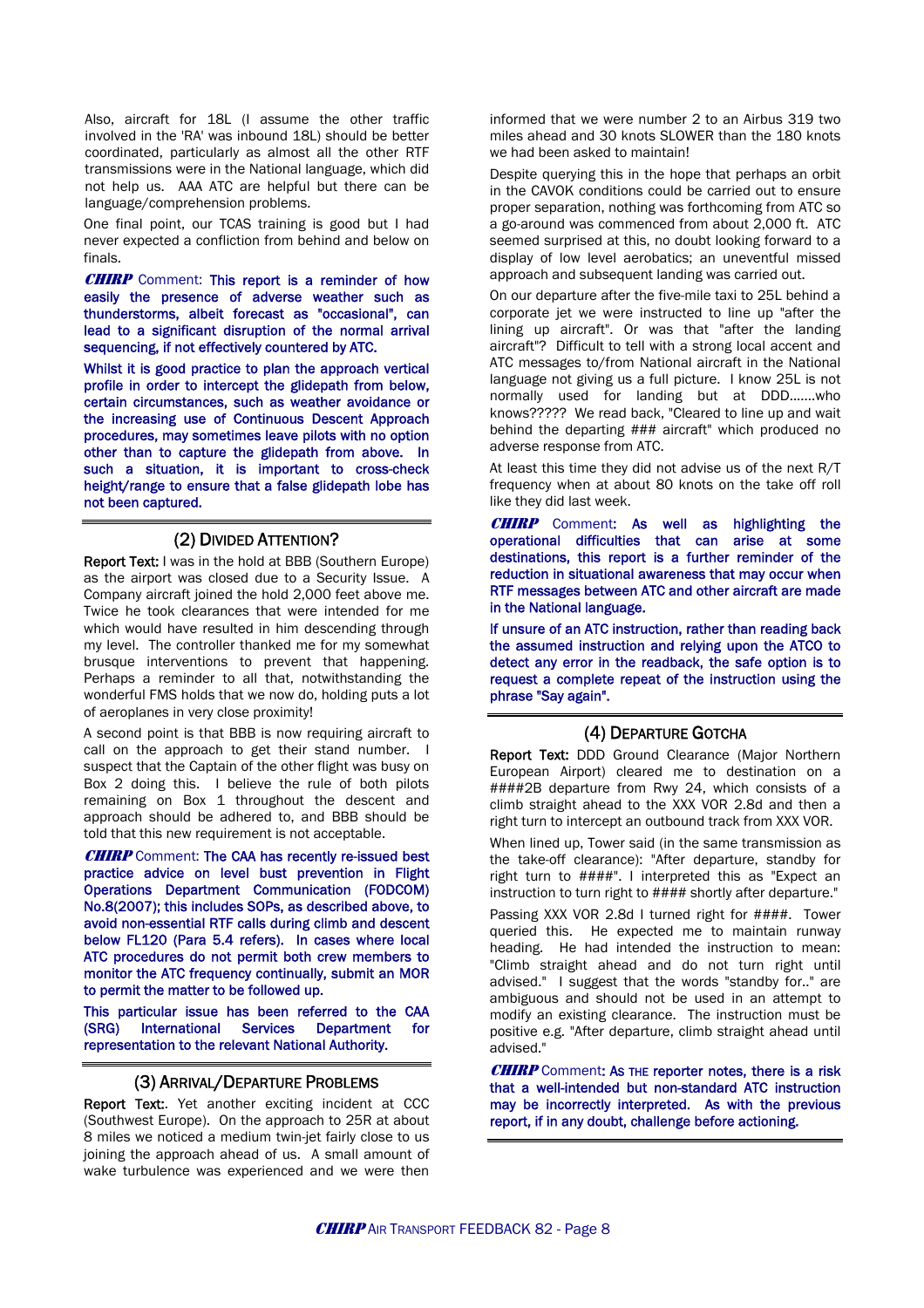Also, aircraft for 18L (I assume the other traffic involved in the 'RA' was inbound 18L) should be better coordinated, particularly as almost all the other RTF transmissions were in the National language, which did not help us. AAA ATC are helpful but there can be language/comprehension problems.

One final point, our TCAS training is good but I had never expected a confliction from behind and below on finals.

***CHIRP*** Comment: **This report is a reminder of how easily the presence of adverse weather such as thunderstorms, albeit forecast as "occasional", can lead to a significant disruption of the normal arrival sequencing, if not effectively countered by ATC.**

**Whilst it is good practice to plan the approach vertical profile in order to intercept the glidepath from below, certain circumstances, such as weather avoidance or the increasing use of Continuous Descent Approach procedures, may sometimes leave pilots with no option other than to capture the glidepath from above. In such a situation, it is important to cross-check height/range to ensure that a false glidepath lobe has not been captured.**

## (2) Divided Attention?

**Report Text:** I was in the hold at BBB (Southern Europe) as the airport was closed due to a Security Issue. A Company aircraft joined the hold 2,000 feet above me. Twice he took clearances that were intended for me which would have resulted in him descending through my level. The controller thanked me for my somewhat brusque interventions to prevent that happening. Perhaps a reminder to all that, notwithstanding the wonderful FMS holds that we now do, holding puts a lot of aeroplanes in very close proximity!

A second point is that BBB is now requiring aircraft to call on the approach to get their stand number. I suspect that the Captain of the other flight was busy on Box 2 doing this. I believe the rule of both pilots remaining on Box 1 throughout the descent and approach should be adhered to, and BBB should be told that this new requirement is not acceptable.

***CHIRP*** Comment: **The CAA has recently re-issued best practice advice on level bust prevention in Flight Operations Department Communication (FODCOM) No.8(2007); this includes SOPs, as described above, to avoid non-essential RTF calls during climb and descent below FL120 (Para 5.4 refers). In cases where local ATC procedures do not permit both crew members to monitor the ATC frequency continually, submit an MOR to permit the matter to be followed up.**

**This particular issue has been referred to the CAA (SRG) International Services Department for representation to the relevant National Authority.**

## (3) Arrival/Departure Problems

**Report Text:**. Yet another exciting incident at CCC (Southwest Europe). On the approach to 25R at about 8 miles we noticed a medium twin-jet fairly close to us joining the approach ahead of us. A small amount of wake turbulence was experienced and we were then informed that we were number 2 to an Airbus 319 two miles ahead and 30 knots SLOWER than the 180 knots we had been asked to maintain!

Despite querying this in the hope that perhaps an orbit in the CAVOK conditions could be carried out to ensure proper separation, nothing was forthcoming from ATC so a go-around was commenced from about 2,000 ft. ATC seemed surprised at this, no doubt looking forward to a display of low level aerobatics; an uneventful missed approach and subsequent landing was carried out.

On our departure after the five-mile taxi to 25L behind a corporate jet we were instructed to line up "after the lining up aircraft". Or was that "after the landing aircraft"? Difficult to tell with a strong local accent and ATC messages to/from National aircraft in the National language not giving us a full picture. I know 25L is not normally used for landing but at DDD.......who knows????? We read back, "Cleared to line up and wait behind the departing ### aircraft" which produced no adverse response from ATC.

At least this time they did not advise us of the next R/T frequency when at about 80 knots on the take off roll like they did last week.

***CHIRP*** Comment: **As well as highlighting the operational difficulties that can arise at some destinations, this report is a further reminder of the reduction in situational awareness that may occur when RTF messages between ATC and other aircraft are made in the National language.**

**If unsure of an ATC instruction, rather than reading back the assumed instruction and relying upon the ATCO to detect any error in the readback, the safe option is to request a complete repeat of the instruction using the phrase "Say again".**

## (4) Departure Gotcha

**Report Text:** DDD Ground Clearance (Major Northern European Airport) cleared me to destination on a ####2B departure from Rwy 24, which consists of a climb straight ahead to the XXX VOR 2.8d and then a right turn to intercept an outbound track from XXX VOR.

When lined up, Tower said (in the same transmission as the take-off clearance): "After departure, standby for right turn to ####". I interpreted this as "Expect an instruction to turn right to #### shortly after departure."

Passing XXX VOR 2.8d I turned right for ####. Tower queried this. He expected me to maintain runway heading. He had intended the instruction to mean: "Climb straight ahead and do not turn right until advised." I suggest that the words "standby for.." are ambiguous and should not be used in an attempt to modify an existing clearance. The instruction must be positive e.g. "After departure, climb straight ahead until advised."

***CHIRP*** Comment: **As the reporter notes, there is a risk that a well-intended but non-standard ATC instruction may be incorrectly interpreted. As with the previous report, if in any doubt, challenge before actioning.**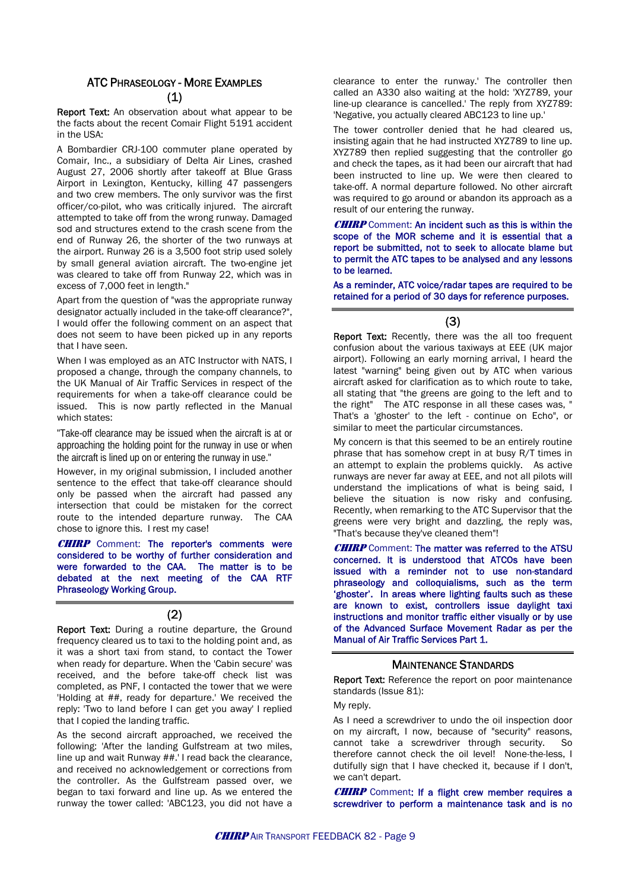## ATC Phraseology - More Examples

### (1)

**Report Text:** An observation about what appear to be the facts about the recent Comair Flight 5191 accident in the USA:

A Bombardier CRJ-100 commuter plane operated by Comair, Inc., a subsidiary of Delta Air Lines, crashed August 27, 2006 shortly after takeoff at Blue Grass Airport in Lexington, Kentucky, killing 47 passengers and two crew members. The only survivor was the first officer/co-pilot, who was critically injured. The aircraft attempted to take off from the wrong runway. Damaged sod and structures extend to the crash scene from the end of Runway 26, the shorter of the two runways at the airport. Runway 26 is a 3,500 foot strip used solely by small general aviation aircraft. The two-engine jet was cleared to take off from Runway 22, which was in excess of 7,000 feet in length."

Apart from the question of "was the appropriate runway designator actually included in the take-off clearance?", I would offer the following comment on an aspect that does not seem to have been picked up in any reports that I have seen.

When I was employed as an ATC Instructor with NATS, I proposed a change, through the company channels, to the UK Manual of Air Traffic Services in respect of the requirements for when a take-off clearance could be issued. This is now partly reflected in the Manual which states:

"Take-off clearance may be issued when the aircraft is at or approaching the holding point for the runway in use or when the aircraft is lined up on or entering the runway in use."

However, in my original submission, I included another sentence to the effect that take-off clearance should only be passed when the aircraft had passed any intersection that could be mistaken for the correct route to the intended departure runway. The CAA chose to ignore this. I rest my case!

**CHIRP Comment: The reporter's comments were considered to be worthy of further consideration and were forwarded to the CAA. The matter is to be debated at the next meeting of the CAA RTF Phraseology Working Group.**

### (2)

**Report Text:** During a routine departure, the Ground frequency cleared us to taxi to the holding point and, as it was a short taxi from stand, to contact the Tower when ready for departure. When the 'Cabin secure' was received, and the before take-off check list was completed, as PNF, I contacted the tower that we were 'Holding at ##, ready for departure.' We received the reply: 'Two to land before I can get you away' I replied that I copied the landing traffic.

As the second aircraft approached, we received the following: 'After the landing Gulfstream at two miles, line up and wait Runway ##.' I read back the clearance, and received no acknowledgement or corrections from the controller. As the Gulfstream passed over, we began to taxi forward and line up. As we entered the runway the tower called: 'ABC123, you did not have a clearance to enter the runway.' The controller then called an A330 also waiting at the hold: 'XYZ789, your line-up clearance is cancelled.' The reply from XYZ789: 'Negative, you actually cleared ABC123 to line up.'

The tower controller denied that he had cleared us, insisting again that he had instructed XYZ789 to line up. XYZ789 then replied suggesting that the controller go and check the tapes, as it had been our aircraft that had been instructed to line up. We were then cleared to take-off. A normal departure followed. No other aircraft was required to go around or abandon its approach as a result of our entering the runway.

**CHIRP Comment: An incident such as this is within the scope of the MOR scheme and it is essential that a report be submitted, not to seek to allocate blame but to permit the ATC tapes to be analysed and any lessons to be learned.**

**As a reminder, ATC voice/radar tapes are required to be retained for a period of 30 days for reference purposes.**

### (3)

**Report Text:** Recently, there was the all too frequent confusion about the various taxiways at EEE (UK major airport). Following an early morning arrival, I heard the latest "warning" being given out by ATC when various aircraft asked for clarification as to which route to take, all stating that "the greens are going to the left and to the right" The ATC response in all these cases was, " That's a 'ghoster' to the left - continue on Echo", or similar to meet the particular circumstances.

My concern is that this seemed to be an entirely routine phrase that has somehow crept in at busy R/T times in an attempt to explain the problems quickly. As active runways are never far away at EEE, and not all pilots will understand the implications of what is being said, I believe the situation is now risky and confusing. Recently, when remarking to the ATC Supervisor that the greens were very bright and dazzling, the reply was, "That's because they've cleaned them"!

**CHIRP Comment: The matter was referred to the ATSU concerned. It is understood that ATCOs have been issued with a reminder not to use non-standard phraseology and colloquialisms, such as the term 'ghoster'. In areas where lighting faults such as these are known to exist, controllers issue daylight taxi instructions and monitor traffic either visually or by use of the Advanced Surface Movement Radar as per the Manual of Air Traffic Services Part 1.**

## Maintenance Standards

**Report Text:** Reference the report on poor maintenance standards (Issue 81):

My reply.

As I need a screwdriver to undo the oil inspection door on my aircraft, I now, because of "security" reasons, cannot take a screwdriver through security. So therefore cannot check the oil level! None-the-less, I dutifully sign that I have checked it, because if I don't, we can't depart.

**CHIRP Comment: If a flight crew member requires a screwdriver to perform a maintenance task and is no**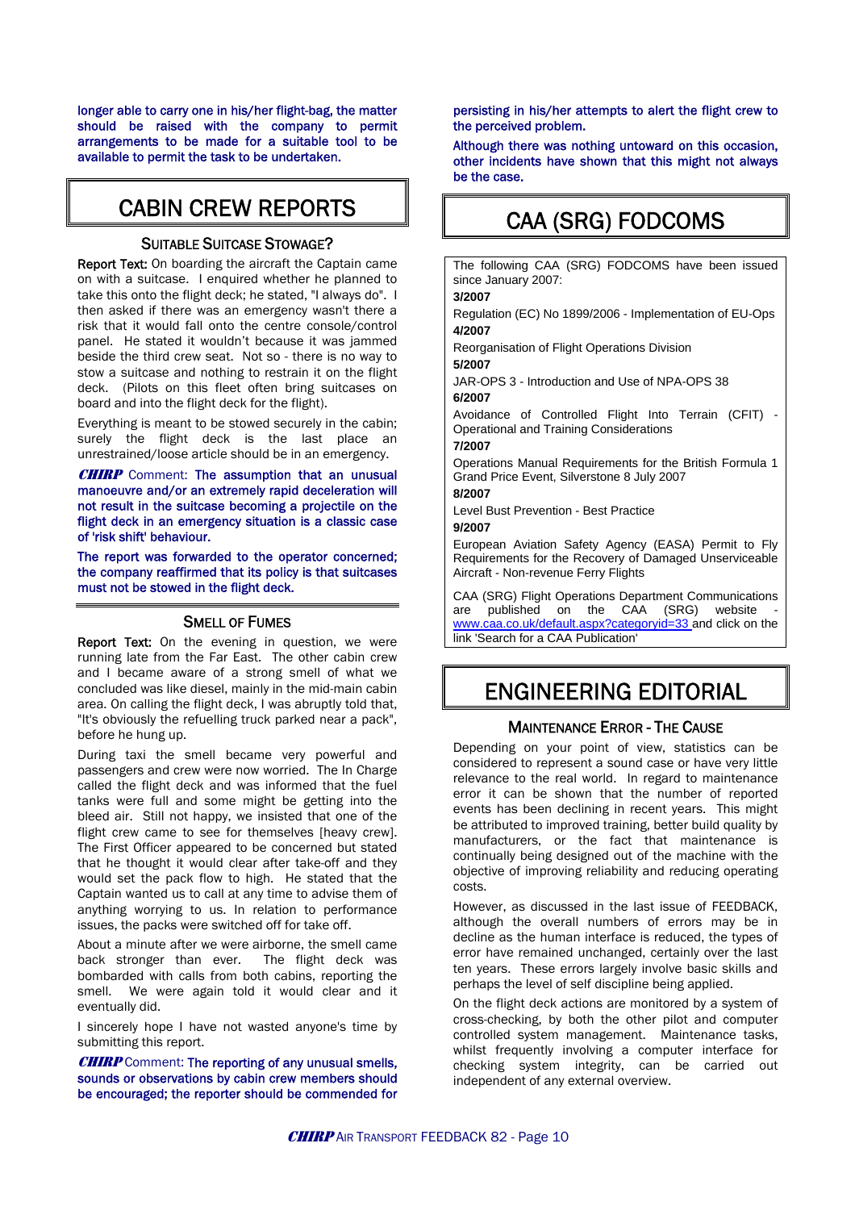longer able to carry one in his/her flight-bag, the matter should be raised with the company to permit arrangements to be made for a suitable tool to be available to permit the task to be undertaken.

# CABIN CREW REPORTS

### SUITABLE SUITCASE STOWAGE?

**Report Text:** On boarding the aircraft the Captain came on with a suitcase. I enquired whether he planned to take this onto the flight deck; he stated, "I always do". I then asked if there was an emergency wasn't there a risk that it would fall onto the centre console/control panel. He stated it wouldn't because it was jammed beside the third crew seat. Not so - there is no way to stow a suitcase and nothing to restrain it on the flight deck. (Pilots on this fleet often bring suitcases on board and into the flight deck for the flight).

Everything is meant to be stowed securely in the cabin; surely the flight deck is the last place an unrestrained/loose article should be in an emergency.

***CHIRP*** Comment: The assumption that an unusual manoeuvre and/or an extremely rapid deceleration will not result in the suitcase becoming a projectile on the flight deck in an emergency situation is a classic case of 'risk shift' behaviour.

The report was forwarded to the operator concerned; the company reaffirmed that its policy is that suitcases must not be stowed in the flight deck.

### SMELL OF FUMES

**Report Text:** On the evening in question, we were running late from the Far East. The other cabin crew and I became aware of a strong smell of what we concluded was like diesel, mainly in the mid-main cabin area. On calling the flight deck, I was abruptly told that, "It's obviously the refuelling truck parked near a pack", before he hung up.

During taxi the smell became very powerful and passengers and crew were now worried. The In Charge called the flight deck and was informed that the fuel tanks were full and some might be getting into the bleed air. Still not happy, we insisted that one of the flight crew came to see for themselves [heavy crew]. The First Officer appeared to be concerned but stated that he thought it would clear after take-off and they would set the pack flow to high. He stated that the Captain wanted us to call at any time to advise them of anything worrying to us. In relation to performance issues, the packs were switched off for take off.

About a minute after we were airborne, the smell came back stronger than ever. The flight deck was bombarded with calls from both cabins, reporting the smell. We were again told it would clear and it eventually did.

I sincerely hope I have not wasted anyone's time by submitting this report.

***CHIRP*** Comment: The reporting of any unusual smells, sounds or observations by cabin crew members should be encouraged; the reporter should be commended for persisting in his/her attempts to alert the flight crew to the perceived problem.

Although there was nothing untoward on this occasion, other incidents have shown that this might not always be the case.

# CAA (SRG) FODCOMS

The following CAA (SRG) FODCOMS have been issued since January 2007:

**3/2007**

Regulation (EC) No 1899/2006 - Implementation of EU-Ops

**4/2007**

Reorganisation of Flight Operations Division

**5/2007**

JAR-OPS 3 - Introduction and Use of NPA-OPS 38

**6/2007**

Avoidance of Controlled Flight Into Terrain (CFIT) - Operational and Training Considerations

**7/2007**

Operations Manual Requirements for the British Formula 1 Grand Price Event, Silverstone 8 July 2007

**8/2007**

Level Bust Prevention - Best Practice

**9/2007**

European Aviation Safety Agency (EASA) Permit to Fly Requirements for the Recovery of Damaged Unserviceable Aircraft - Non-revenue Ferry Flights

CAA (SRG) Flight Operations Department Communications are published on the CAA (SRG) website - www.caa.co.uk/default.aspx?categoryid=33 and click on the link 'Search for a CAA Publication'

# ENGINEERING EDITORIAL

### MAINTENANCE ERROR - THE CAUSE

Depending on your point of view, statistics can be considered to represent a sound case or have very little relevance to the real world. In regard to maintenance error it can be shown that the number of reported events has been declining in recent years. This might be attributed to improved training, better build quality by manufacturers, or the fact that maintenance is continually being designed out of the machine with the objective of improving reliability and reducing operating costs.

However, as discussed in the last issue of FEEDBACK, although the overall numbers of errors may be in decline as the human interface is reduced, the types of error have remained unchanged, certainly over the last ten years. These errors largely involve basic skills and perhaps the level of self discipline being applied.

On the flight deck actions are monitored by a system of cross-checking, by both the other pilot and computer controlled system management. Maintenance tasks, whilst frequently involving a computer interface for checking system integrity, can be carried out independent of any external overview.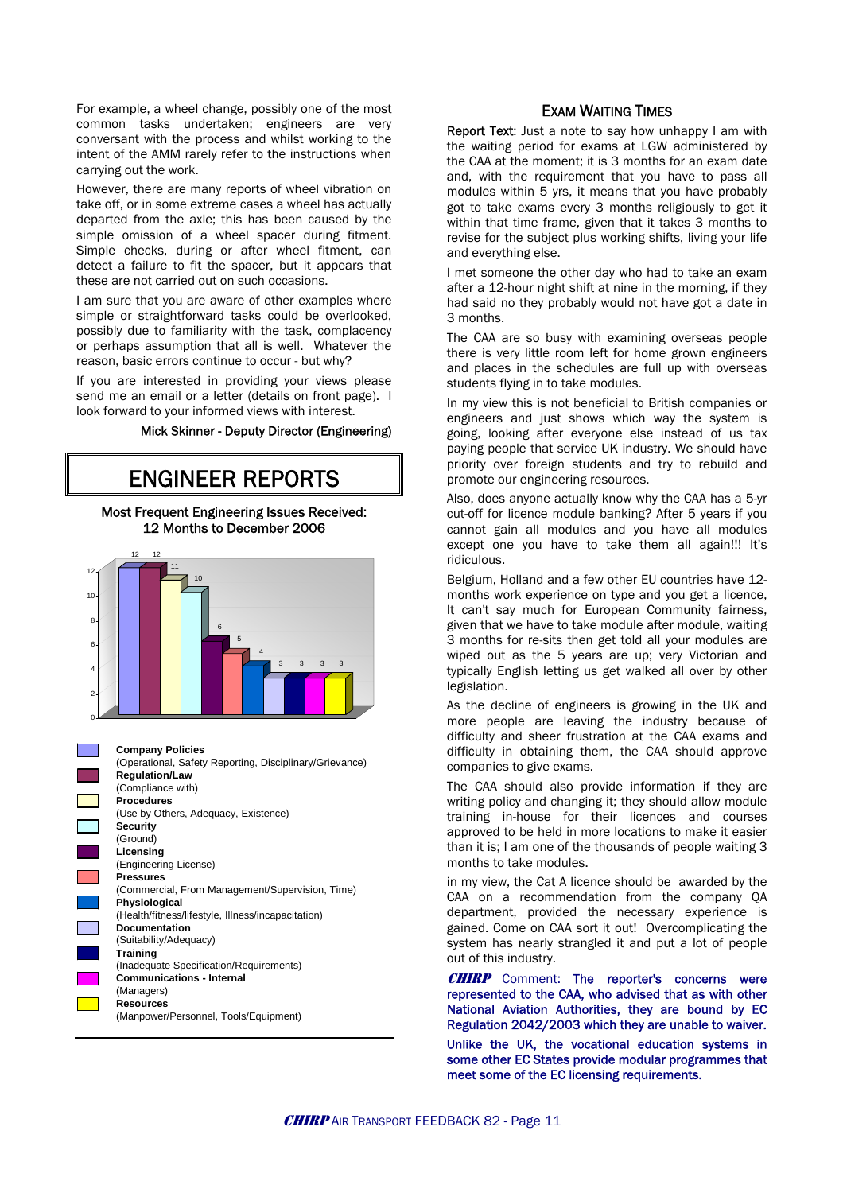For example, a wheel change, possibly one of the most common tasks undertaken; engineers are very conversant with the process and whilst working to the intent of the AMM rarely refer to the instructions when carrying out the work.

However, there are many reports of wheel vibration on take off, or in some extreme cases a wheel has actually departed from the axle; this has been caused by the simple omission of a wheel spacer during fitment. Simple checks, during or after wheel fitment, can detect a failure to fit the spacer, but it appears that these are not carried out on such occasions.

I am sure that you are aware of other examples where simple or straightforward tasks could be overlooked, possibly due to familiarity with the task, complacency or perhaps assumption that all is well. Whatever the reason, basic errors continue to occur - but why?

If you are interested in providing your views please send me an email or a letter (details on front page). I look forward to your informed views with interest.

Mick Skinner - Deputy Director (Engineering)

# ENGINEER REPORTS

**Most Frequent Engineering Issues Received: 12 Months to December 2006**

| Category | Number |
|---|---|
| **Company Policies** (Operational, Safety Reporting, Disciplinary/Grievance) | 12 |
| **Regulation/Law** (Compliance with) | 12 |
| **Procedures** (Use by Others, Adequacy, Existence) | 11 |
| **Security** (Ground) | 10 |
| **Licensing** (Engineering License) | 6 |
| **Pressures** (Commercial, From Management/Supervision, Time) | 5 |
| **Physiological** (Health/fitness/lifestyle, Illness/incapacitation) | 4 |
| **Documentation** (Suitability/Adequacy) | 3 |
| **Training** (Inadequate Specification/Requirements) | 3 |
| **Communications - Internal** (Managers) | 3 |
| **Resources** (Manpower/Personnel, Tools/Equipment) | 3 |

## EXAM WAITING TIMES

**Report Text**: Just a note to say how unhappy I am with the waiting period for exams at LGW administered by the CAA at the moment; it is 3 months for an exam date and, with the requirement that you have to pass all modules within 5 yrs, it means that you have probably got to take exams every 3 months religiously to get it within that time frame, given that it takes 3 months to revise for the subject plus working shifts, living your life and everything else.

I met someone the other day who had to take an exam after a 12-hour night shift at nine in the morning, if they had said no they probably would not have got a date in 3 months.

The CAA are so busy with examining overseas people there is very little room left for home grown engineers and places in the schedules are full up with overseas students flying in to take modules.

In my view this is not beneficial to British companies or engineers and just shows which way the system is going, looking after everyone else instead of us tax paying people that service UK industry. We should have priority over foreign students and try to rebuild and promote our engineering resources.

Also, does anyone actually know why the CAA has a 5-yr cut-off for licence module banking? After 5 years if you cannot gain all modules and you have all modules except one you have to take them all again!!! It's ridiculous.

Belgium, Holland and a few other EU countries have 12-months work experience on type and you get a licence, It can't say much for European Community fairness, given that we have to take module after module, waiting 3 months for re-sits then get told all your modules are wiped out as the 5 years are up; very Victorian and typically English letting us get walked all over by other legislation.

As the decline of engineers is growing in the UK and more people are leaving the industry because of difficulty and sheer frustration at the CAA exams and difficulty in obtaining them, the CAA should approve companies to give exams.

The CAA should also provide information if they are writing policy and changing it; they should allow module training in-house for their licences and courses approved to be held in more locations to make it easier than it is; I am one of the thousands of people waiting 3 months to take modules.

in my view, the Cat A licence should be awarded by the CAA on a recommendation from the company QA department, provided the necessary experience is gained. Come on CAA sort it out! Overcomplicating the system has nearly strangled it and put a lot of people out of this industry.

***CHIRP*** Comment: The reporter's concerns were represented to the CAA, who advised that as with other National Aviation Authorities, they are bound by EC Regulation 2042/2003 which they are unable to waiver.

Unlike the UK, the vocational education systems in some other EC States provide modular programmes that meet some of the EC licensing requirements.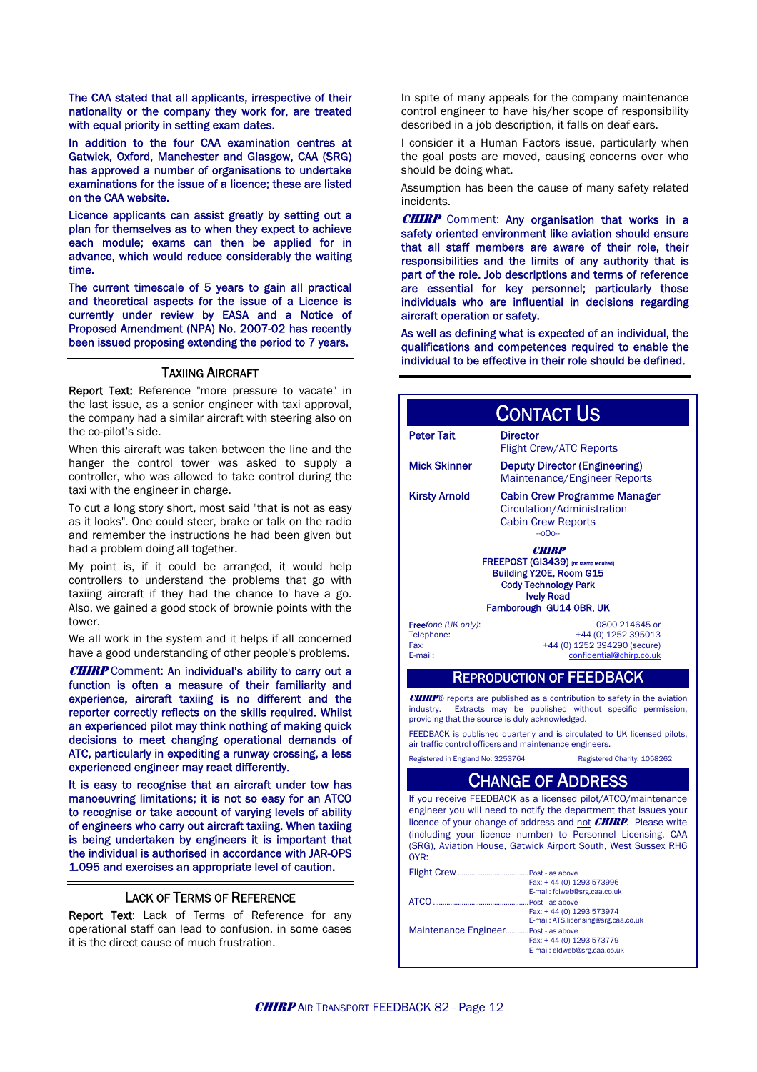The CAA stated that all applicants, irrespective of their nationality or the company they work for, are treated with equal priority in setting exam dates.

In addition to the four CAA examination centres at Gatwick, Oxford, Manchester and Glasgow, CAA (SRG) has approved a number of organisations to undertake examinations for the issue of a licence; these are listed on the CAA website.

Licence applicants can assist greatly by setting out a plan for themselves as to when they expect to achieve each module; exams can then be applied for in advance, which would reduce considerably the waiting time.

The current timescale of 5 years to gain all practical and theoretical aspects for the issue of a Licence is currently under review by EASA and a Notice of Proposed Amendment (NPA) No. 2007-02 has recently been issued proposing extending the period to 7 years.

## Taxiing Aircraft

**Report Text:** Reference "more pressure to vacate" in the last issue, as a senior engineer with taxi approval, the company had a similar aircraft with steering also on the co-pilot's side.

When this aircraft was taken between the line and the hanger the control tower was asked to supply a controller, who was allowed to take control during the taxi with the engineer in charge.

To cut a long story short, most said "that is not as easy as it looks". One could steer, brake or talk on the radio and remember the instructions he had been given but had a problem doing all together.

My point is, if it could be arranged, it would help controllers to understand the problems that go with taxiing aircraft if they had the chance to have a go. Also, we gained a good stock of brownie points with the tower.

We all work in the system and it helps if all concerned have a good understanding of other people's problems.

***CHIRP*** Comment: An individual's ability to carry out a function is often a measure of their familiarity and experience, aircraft taxiing is no different and the reporter correctly reflects on the skills required. Whilst an experienced pilot may think nothing of making quick decisions to meet changing operational demands of ATC, particularly in expediting a runway crossing, a less experienced engineer may react differently.

It is easy to recognise that an aircraft under tow has manoeuvring limitations; it is not so easy for an ATCO to recognise or take account of varying levels of ability of engineers who carry out aircraft taxiing. When taxiing is being undertaken by engineers it is important that the individual is authorised in accordance with JAR-OPS 1.095 and exercises an appropriate level of caution.

## Lack of Terms of Reference

**Report Text**: Lack of Terms of Reference for any operational staff can lead to confusion, in some cases it is the direct cause of much frustration.

In spite of many appeals for the company maintenance control engineer to have his/her scope of responsibility described in a job description, it falls on deaf ears.

I consider it a Human Factors issue, particularly when the goal posts are moved, causing concerns over who should be doing what.

Assumption has been the cause of many safety related incidents.

***CHIRP*** Comment: Any organisation that works in a safety oriented environment like aviation should ensure that all staff members are aware of their role, their responsibilities and the limits of any authority that is part of the role. Job descriptions and terms of reference are essential for key personnel; particularly those individuals who are influential in decisions regarding aircraft operation or safety.

As well as defining what is expected of an individual, the qualifications and competences required to enable the individual to be effective in their role should be defined.

## Contact Us

| | |
|---|---|
| **Peter Tait** | **Director**<br>Flight Crew/ATC Reports |
| **Mick Skinner** | **Deputy Director (Engineering)**<br>Maintenance/Engineer Reports |
| **Kirsty Arnold** | **Cabin Crew Programme Manager**<br>Circulation/Administration<br>Cabin Crew Reports |

--oOo--

***CHIRP***
FREEPOST (GI3439) [no stamp required]
Building Y20E, Room G15
Cody Technology Park
Ively Road
Farnborough GU14 0BR, UK

| | |
|---|---|
| Freefone (UK only): | 0800 214645 or |
| Telephone: | +44 (0) 1252 395013 |
| Fax: | +44 (0) 1252 394290 (secure) |
| E-mail: | confidential@chirp.co.uk |

## Reproduction of FEEDBACK

***CHIRP***® reports are published as a contribution to safety in the aviation industry. Extracts may be published without specific permission, providing that the source is duly acknowledged.

FEEDBACK is published quarterly and is circulated to UK licensed pilots, air traffic control officers and maintenance engineers.

Registered in England No: 3253764 Registered Charity: 1058262

## Change of Address

If you receive FEEDBACK as a licensed pilot/ATCO/maintenance engineer you will need to notify the department that issues your licence of your change of address and not ***CHIRP***. Please write (including your licence number) to Personnel Licensing, CAA (SRG), Aviation House, Gatwick Airport South, West Sussex RH6 0YR:

| | |
|---|---|
| Flight Crew | Post - as above<br>Fax: + 44 (0) 1293 573996<br>E-mail: fclweb@srg.caa.co.uk |
| ATCO | Post - as above<br>Fax: + 44 (0) 1293 573974<br>E-mail: ATS.licensing@srg.caa.co.uk |
| Maintenance Engineer | Post - as above<br>Fax: + 44 (0) 1293 573779<br>E-mail: eldweb@srg.caa.co.uk |